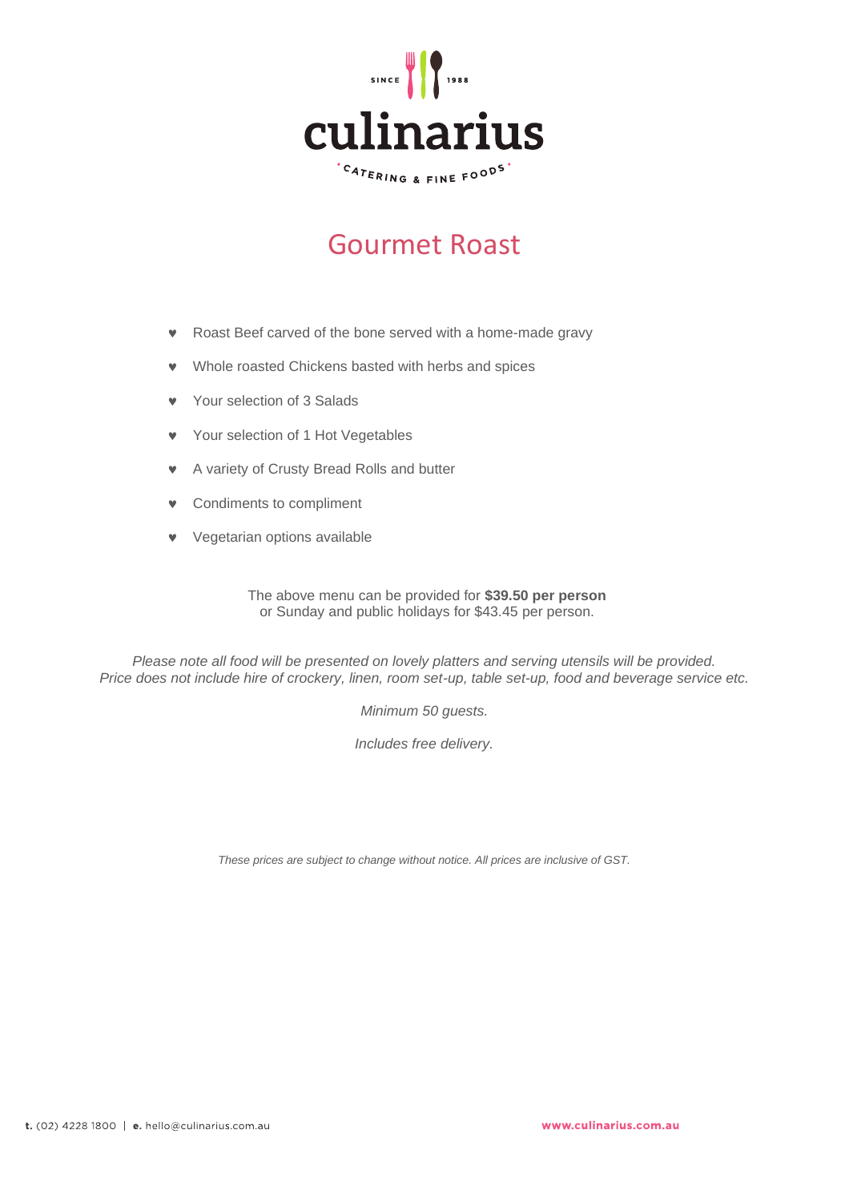# culinarius

CATERING & FINE FOODS

SINCE 1988

## Gourmet Roast

- Roast Beef carved of the bone served with a home-made gravy
- Whole roasted Chickens basted with herbs and spices
- Your selection of 3 Salads
- Your selection of 1 Hot Vegetables
- A variety of Crusty Bread Rolls and butter
- Condiments to compliment
- Vegetarian options available

The above menu can be provided for **$39.50 per person**
or Sunday and public holidays for $43.45 per person.

*Please note all food will be presented on lovely platters and serving utensils will be provided.*
*Price does not include hire of crockery, linen, room set-up, table set-up, food and beverage service etc.*

*Minimum 50 guests.*

*Includes free delivery.*

*These prices are subject to change without notice. All prices are inclusive of GST.*

**t.** (02) 4228 1800 | **e.** hello@culinarius.com.au

**www.culinarius.com.au**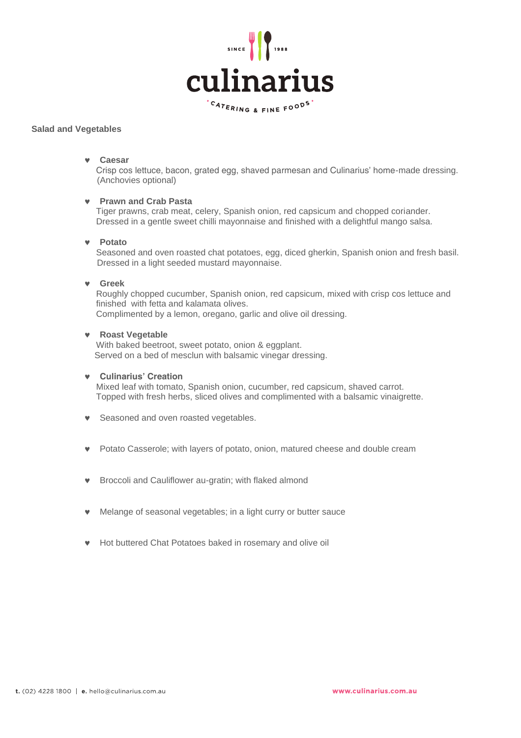## Salad and Vegetables

- **Caesar**
  Crisp cos lettuce, bacon, grated egg, shaved parmesan and Culinarius' home-made dressing. (Anchovies optional)

- **Prawn and Crab Pasta**
  Tiger prawns, crab meat, celery, Spanish onion, red capsicum and chopped coriander. Dressed in a gentle sweet chilli mayonnaise and finished with a delightful mango salsa.

- **Potato**
  Seasoned and oven roasted chat potatoes, egg, diced gherkin, Spanish onion and fresh basil. Dressed in a light seeded mustard mayonnaise.

- **Greek**
  Roughly chopped cucumber, Spanish onion, red capsicum, mixed with crisp cos lettuce and finished with fetta and kalamata olives.
  Complimented by a lemon, oregano, garlic and olive oil dressing.

- **Roast Vegetable**
  With baked beetroot, sweet potato, onion & eggplant.
  Served on a bed of mesclun with balsamic vinegar dressing.

- **Culinarius' Creation**
  Mixed leaf with tomato, Spanish onion, cucumber, red capsicum, shaved carrot.
  Topped with fresh herbs, sliced olives and complimented with a balsamic vinaigrette.

- Seasoned and oven roasted vegetables.

- Potato Casserole; with layers of potato, onion, matured cheese and double cream

- Broccoli and Cauliflower au-gratin; with flaked almond

- Melange of seasonal vegetables; in a light curry or butter sauce

- Hot buttered Chat Potatoes baked in rosemary and olive oil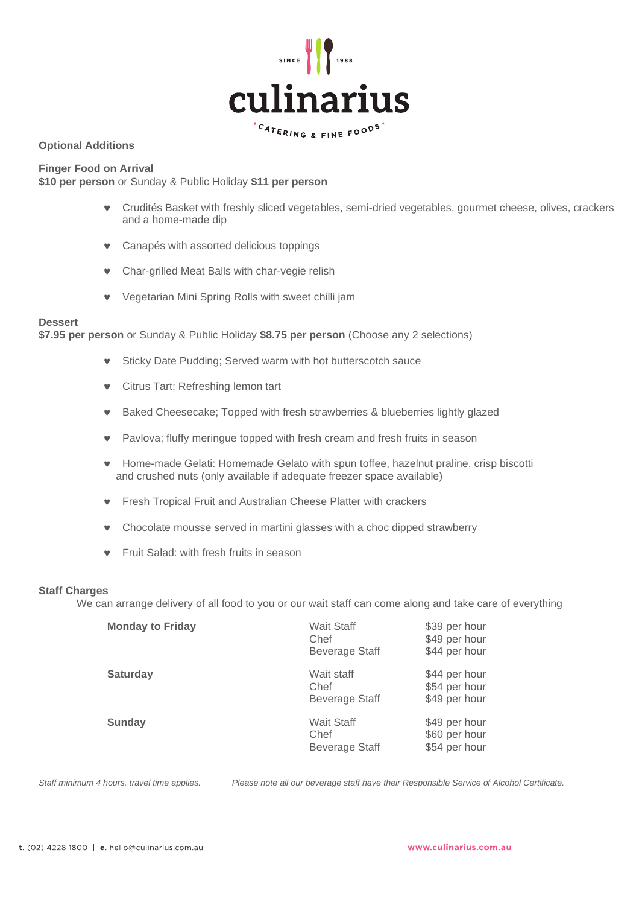**Optional Additions**

**Finger Food on Arrival**
**$10 per person** or Sunday & Public Holiday **$11 per person**

- Crudités Basket with freshly sliced vegetables, semi-dried vegetables, gourmet cheese, olives, crackers and a home-made dip
- Canapés with assorted delicious toppings
- Char-grilled Meat Balls with char-vegie relish
- Vegetarian Mini Spring Rolls with sweet chilli jam

**Dessert**
**$7.95 per person** or Sunday & Public Holiday **$8.75 per person** (Choose any 2 selections)

- Sticky Date Pudding; Served warm with hot butterscotch sauce
- Citrus Tart; Refreshing lemon tart
- Baked Cheesecake; Topped with fresh strawberries & blueberries lightly glazed
- Pavlova; fluffy meringue topped with fresh cream and fresh fruits in season
- Home-made Gelati: Homemade Gelato with spun toffee, hazelnut praline, crisp biscotti and crushed nuts (only available if adequate freezer space available)
- Fresh Tropical Fruit and Australian Cheese Platter with crackers
- Chocolate mousse served in martini glasses with a choc dipped strawberry
- Fruit Salad: with fresh fruits in season

**Staff Charges**

We can arrange delivery of all food to you or our wait staff can come along and take care of everything

| Day | Staff | Rate |
|---|---|---|
| **Monday to Friday** | Wait Staff | $39 per hour |
| | Chef | $49 per hour |
| | Beverage Staff | $44 per hour |
| **Saturday** | Wait staff | $44 per hour |
| | Chef | $54 per hour |
| | Beverage Staff | $49 per hour |
| **Sunday** | Wait Staff | $49 per hour |
| | Chef | $60 per hour |
| | Beverage Staff | $54 per hour |

*Staff minimum 4 hours, travel time applies.* *Please note all our beverage staff have their Responsible Service of Alcohol Certificate.*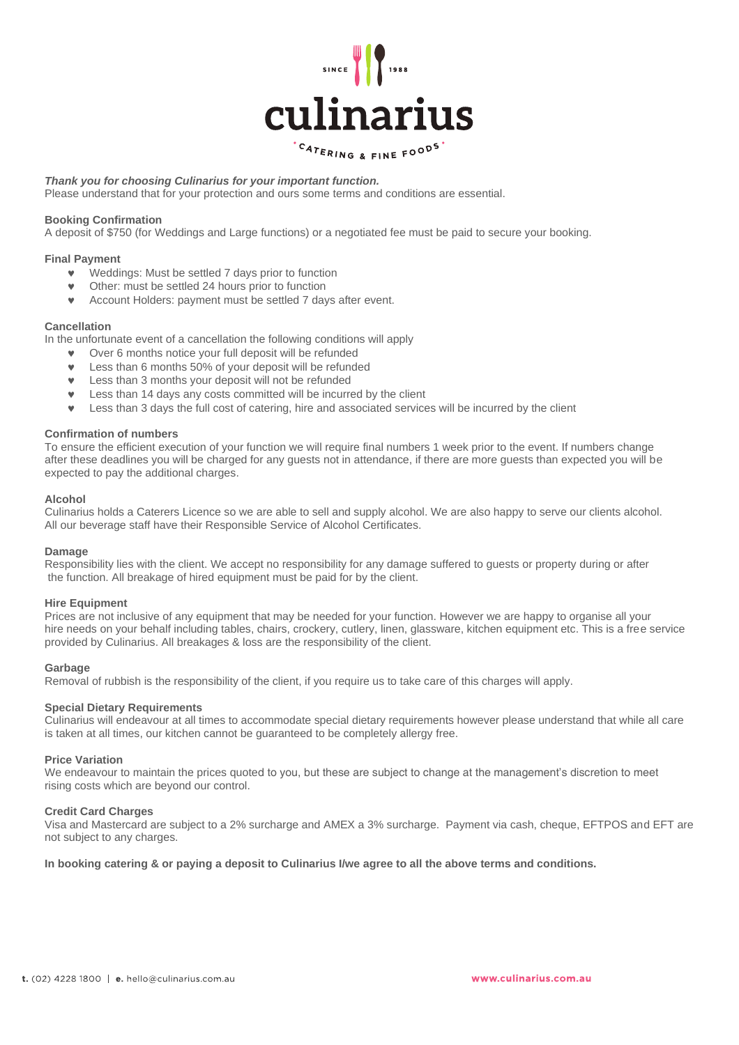# culinarius

SINCE 1988

CATERING & FINE FOODS

***Thank you for choosing Culinarius for your important function.***

Please understand that for your protection and ours some terms and conditions are essential.

**Booking Confirmation**

A deposit of $750 (for Weddings and Large functions) or a negotiated fee must be paid to secure your booking.

**Final Payment**

- Weddings: Must be settled 7 days prior to function
- Other: must be settled 24 hours prior to function
- Account Holders: payment must be settled 7 days after event.

**Cancellation**

In the unfortunate event of a cancellation the following conditions will apply

- Over 6 months notice your full deposit will be refunded
- Less than 6 months 50% of your deposit will be refunded
- Less than 3 months your deposit will not be refunded
- Less than 14 days any costs committed will be incurred by the client
- Less than 3 days the full cost of catering, hire and associated services will be incurred by the client

**Confirmation of numbers**

To ensure the efficient execution of your function we will require final numbers 1 week prior to the event. If numbers change after these deadlines you will be charged for any guests not in attendance, if there are more guests than expected you will be expected to pay the additional charges.

**Alcohol**

Culinarius holds a Caterers Licence so we are able to sell and supply alcohol. We are also happy to serve our clients alcohol. All our beverage staff have their Responsible Service of Alcohol Certificates.

**Damage**

Responsibility lies with the client. We accept no responsibility for any damage suffered to guests or property during or after the function. All breakage of hired equipment must be paid for by the client.

**Hire Equipment**

Prices are not inclusive of any equipment that may be needed for your function. However we are happy to organise all your hire needs on your behalf including tables, chairs, crockery, cutlery, linen, glassware, kitchen equipment etc. This is a free service provided by Culinarius. All breakages & loss are the responsibility of the client.

**Garbage**

Removal of rubbish is the responsibility of the client, if you require us to take care of this charges will apply.

**Special Dietary Requirements**

Culinarius will endeavour at all times to accommodate special dietary requirements however please understand that while all care is taken at all times, our kitchen cannot be guaranteed to be completely allergy free.

**Price Variation**

We endeavour to maintain the prices quoted to you, but these are subject to change at the management's discretion to meet rising costs which are beyond our control.

**Credit Card Charges**

Visa and Mastercard are subject to a 2% surcharge and AMEX a 3% surcharge. Payment via cash, cheque, EFTPOS and EFT are not subject to any charges.

**In booking catering & or paying a deposit to Culinarius I/we agree to all the above terms and conditions.**

**t.** (02) 4228 1800 | **e.** hello@culinarius.com.au

www.culinarius.com.au